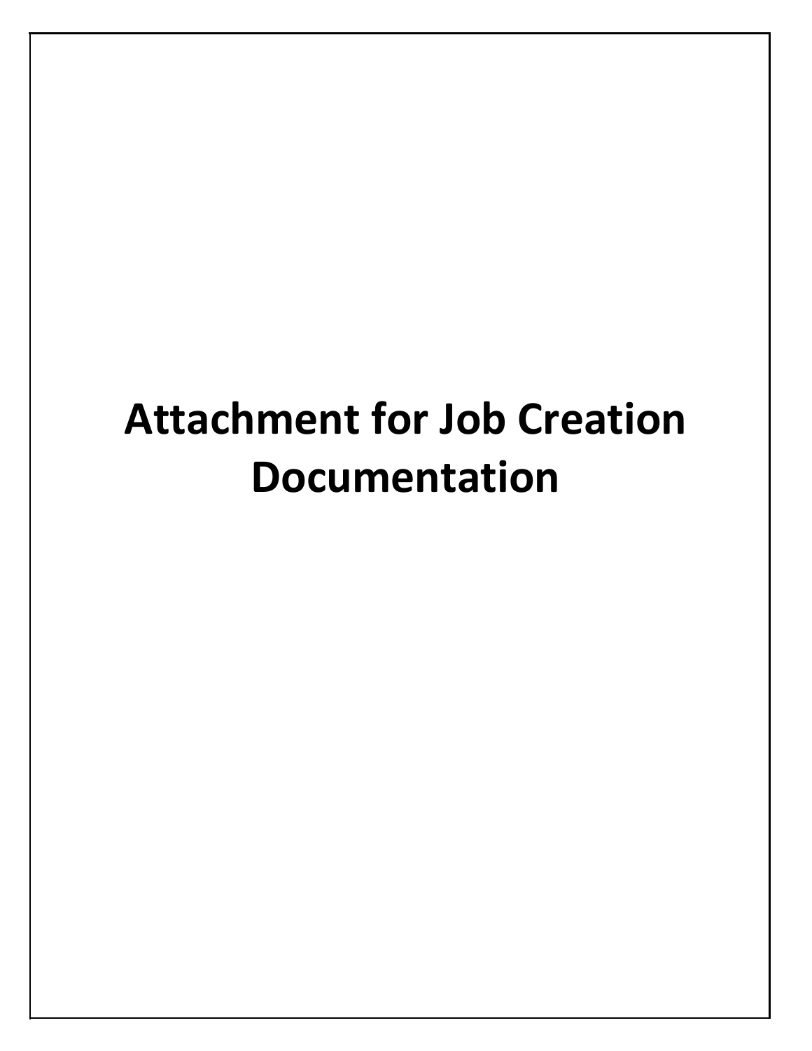# Attachment for Job Creation Documentation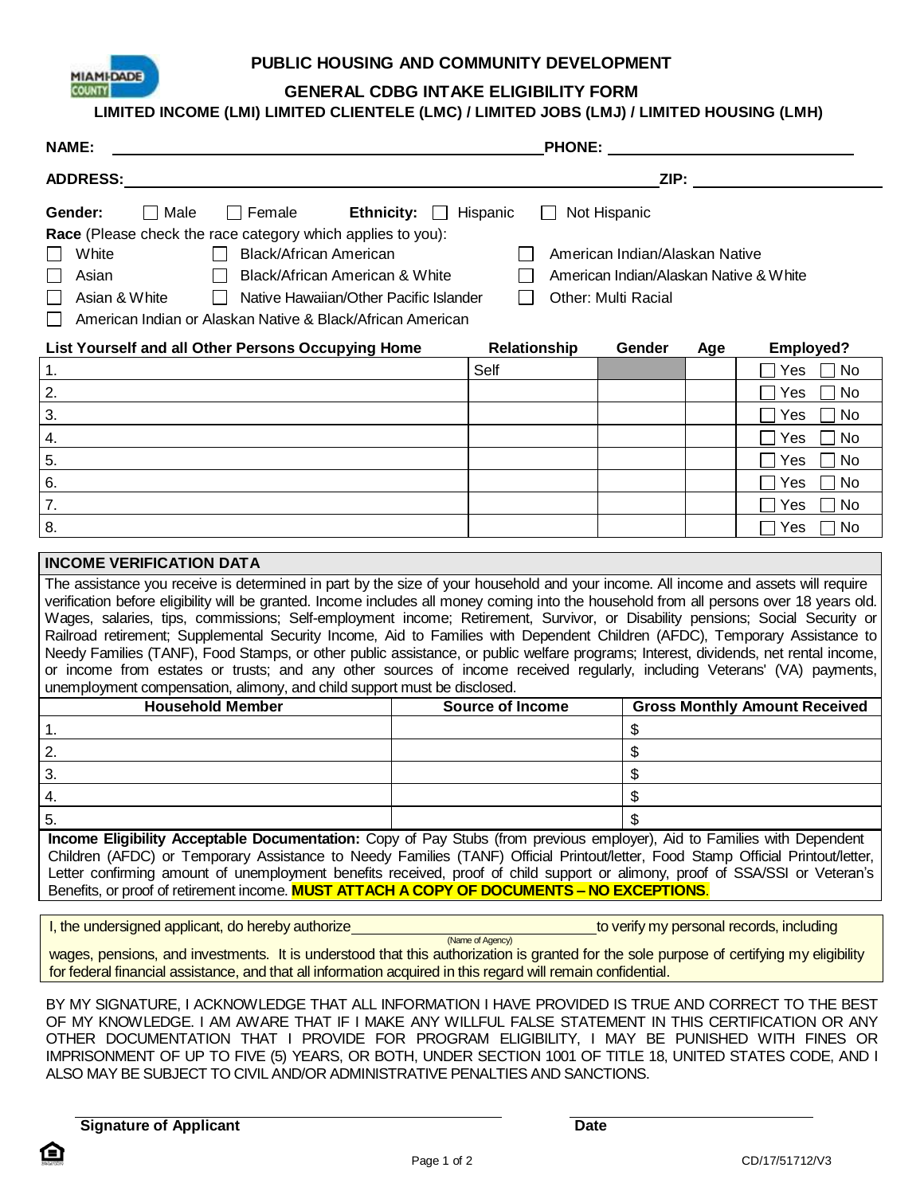# PUBLIC HOUSING AND COMMUNITY DEVELOPMENT

## GENERAL CDBG INTAKE ELIGIBILITY FORM

### LIMITED INCOME (LMI) LIMITED CLIENTELE (LMC) / LIMITED JOBS (LMJ) / LIMITED HOUSING (LMH)

**NAME:** ______________________________ **PHONE:** ____________________

**ADDRESS:** ______________________________ **ZIP:** ____________________

**Gender:** ☐ Male ☐ Female **Ethnicity:** ☐ Hispanic ☐ Not Hispanic

**Race** (Please check the race category which applies to you):

☐ White ☐ Black/African American ☐ American Indian/Alaskan Native
☐ Asian ☐ Black/African American & White ☐ American Indian/Alaskan Native & White
☐ Asian & White ☐ Native Hawaiian/Other Pacific Islander ☐ Other: Multi Racial
☐ American Indian or Alaskan Native & Black/African American

| List Yourself and all Other Persons Occupying Home | Relationship | Gender | Age | Employed? |
|---|---|---|---|---|
| 1. | Self | | | ☐ Yes ☐ No |
| 2. | | | | ☐ Yes ☐ No |
| 3. | | | | ☐ Yes ☐ No |
| 4. | | | | ☐ Yes ☐ No |
| 5. | | | | ☐ Yes ☐ No |
| 6. | | | | ☐ Yes ☐ No |
| 7. | | | | ☐ Yes ☐ No |
| 8. | | | | ☐ Yes ☐ No |

**INCOME VERIFICATION DATA**

The assistance you receive is determined in part by the size of your household and your income. All income and assets will require verification before eligibility will be granted. Income includes all money coming into the household from all persons over 18 years old. Wages, salaries, tips, commissions; Self-employment income; Retirement, Survivor, or Disability pensions; Social Security or Railroad retirement; Supplemental Security Income, Aid to Families with Dependent Children (AFDC), Temporary Assistance to Needy Families (TANF), Food Stamps, or other public assistance, or public welfare programs; Interest, dividends, net rental income, or income from estates or trusts; and any other sources of income received regularly, including Veterans' (VA) payments, unemployment compensation, alimony, and child support must be disclosed.

| Household Member | Source of Income | Gross Monthly Amount Received |
|---|---|---|
| 1. | | $ |
| 2. | | $ |
| 3. | | $ |
| 4. | | $ |
| 5. | | $ |

**Income Eligibility Acceptable Documentation:** Copy of Pay Stubs (from previous employer), Aid to Families with Dependent Children (AFDC) or Temporary Assistance to Needy Families (TANF) Official Printout/letter, Food Stamp Official Printout/letter, Letter confirming amount of unemployment benefits received, proof of child support or alimony, proof of SSA/SSI or Veteran's Benefits, or proof of retirement income. **MUST ATTACH A COPY OF DOCUMENTS – NO EXCEPTIONS**.

I, the undersigned applicant, do hereby authorize ______________________ (Name of Agency) to verify my personal records, including wages, pensions, and investments. It is understood that this authorization is granted for the sole purpose of certifying my eligibility for federal financial assistance, and that all information acquired in this regard will remain confidential.

BY MY SIGNATURE, I ACKNOWLEDGE THAT ALL INFORMATION I HAVE PROVIDED IS TRUE AND CORRECT TO THE BEST OF MY KNOWLEDGE. I AM AWARE THAT IF I MAKE ANY WILLFUL FALSE STATEMENT IN THIS CERTIFICATION OR ANY OTHER DOCUMENTATION THAT I PROVIDE FOR PROGRAM ELIGIBILITY, I MAY BE PUNISHED WITH FINES OR IMPRISONMENT OF UP TO FIVE (5) YEARS, OR BOTH, UNDER SECTION 1001 OF TITLE 18, UNITED STATES CODE, AND I ALSO MAY BE SUBJECT TO CIVIL AND/OR ADMINISTRATIVE PENALTIES AND SANCTIONS.

______________________________ ______________________
**Signature of Applicant** **Date**

CD/17/51712/V3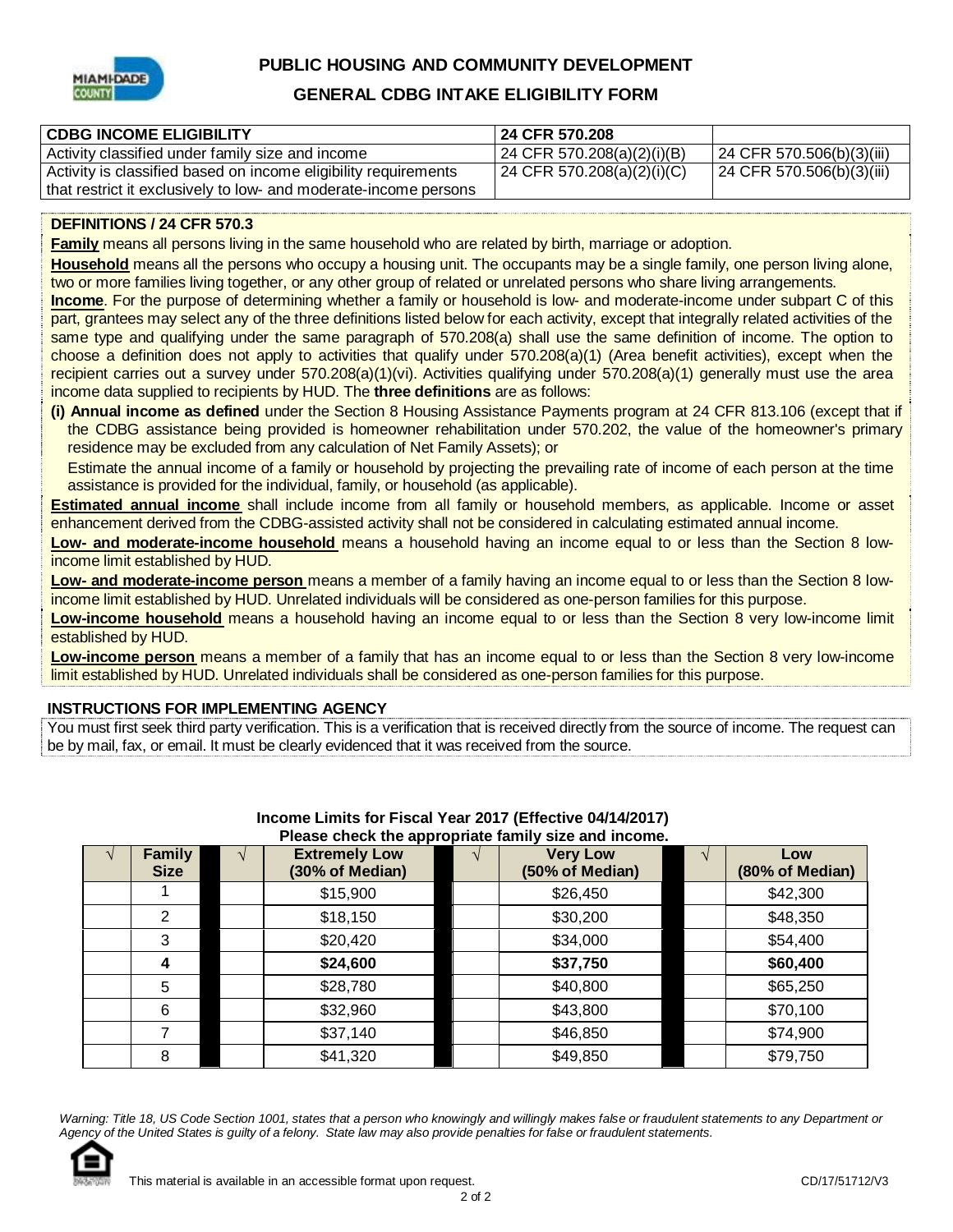# PUBLIC HOUSING AND COMMUNITY DEVELOPMENT

## GENERAL CDBG INTAKE ELIGIBILITY FORM

| CDBG INCOME ELIGIBILITY | 24 CFR 570.208 | |
|---|---|---|
| Activity classified under family size and income | 24 CFR 570.208(a)(2)(i)(B) | 24 CFR 570.506(b)(3)(iii) |
| Activity is classified based on income eligibility requirements that restrict it exclusively to low- and moderate-income persons | 24 CFR 570.208(a)(2)(i)(C) | 24 CFR 570.506(b)(3)(iii) |

### DEFINITIONS / 24 CFR 570.3

**Family** means all persons living in the same household who are related by birth, marriage or adoption.

**Household** means all the persons who occupy a housing unit. The occupants may be a single family, one person living alone, two or more families living together, or any other group of related or unrelated persons who share living arrangements.

**Income**. For the purpose of determining whether a family or household is low- and moderate-income under subpart C of this part, grantees may select any of the three definitions listed below for each activity, except that integrally related activities of the same type and qualifying under the same paragraph of 570.208(a) shall use the same definition of income. The option to choose a definition does not apply to activities that qualify under 570.208(a)(1) (Area benefit activities), except when the recipient carries out a survey under 570.208(a)(1)(vi). Activities qualifying under 570.208(a)(1) generally must use the area income data supplied to recipients by HUD. The **three definitions** are as follows:

**(i) Annual income as defined** under the Section 8 Housing Assistance Payments program at 24 CFR 813.106 (except that if the CDBG assistance being provided is homeowner rehabilitation under 570.202, the value of the homeowner's primary residence may be excluded from any calculation of Net Family Assets); or

Estimate the annual income of a family or household by projecting the prevailing rate of income of each person at the time assistance is provided for the individual, family, or household (as applicable).

**Estimated annual income** shall include income from all family or household members, as applicable. Income or asset enhancement derived from the CDBG-assisted activity shall not be considered in calculating estimated annual income.

**Low- and moderate-income household** means a household having an income equal to or less than the Section 8 low-income limit established by HUD.

**Low- and moderate-income person** means a member of a family having an income equal to or less than the Section 8 low-income limit established by HUD. Unrelated individuals will be considered as one-person families for this purpose.

**Low-income household** means a household having an income equal to or less than the Section 8 very low-income limit established by HUD.

**Low-income person** means a member of a family that has an income equal to or less than the Section 8 very low-income limit established by HUD. Unrelated individuals shall be considered as one-person families for this purpose.

### INSTRUCTIONS FOR IMPLEMENTING AGENCY

You must first seek third party verification. This is a verification that is received directly from the source of income. The request can be by mail, fax, or email. It must be clearly evidenced that it was received from the source.

**Income Limits for Fiscal Year 2017 (Effective 04/14/2017)**
**Please check the appropriate family size and income.**

| √ | Family Size | √ | Extremely Low (30% of Median) | √ | Very Low (50% of Median) | √ | Low (80% of Median) |
|---|---|---|---|---|---|---|---|
| | 1 | | $15,900 | | $26,450 | | $42,300 |
| | 2 | | $18,150 | | $30,200 | | $48,350 |
| | 3 | | $20,420 | | $34,000 | | $54,400 |
| | **4** | | **$24,600** | | **$37,750** | | **$60,400** |
| | 5 | | $28,780 | | $40,800 | | $65,250 |
| | 6 | | $32,960 | | $43,800 | | $70,100 |
| | 7 | | $37,140 | | $46,850 | | $74,900 |
| | 8 | | $41,320 | | $49,850 | | $79,750 |

*Warning: Title 18, US Code Section 1001, states that a person who knowingly and willingly makes false or fraudulent statements to any Department or Agency of the United States is guilty of a felony. State law may also provide penalties for false or fraudulent statements.*

This material is available in an accessible format upon request.

CD/17/51712/V3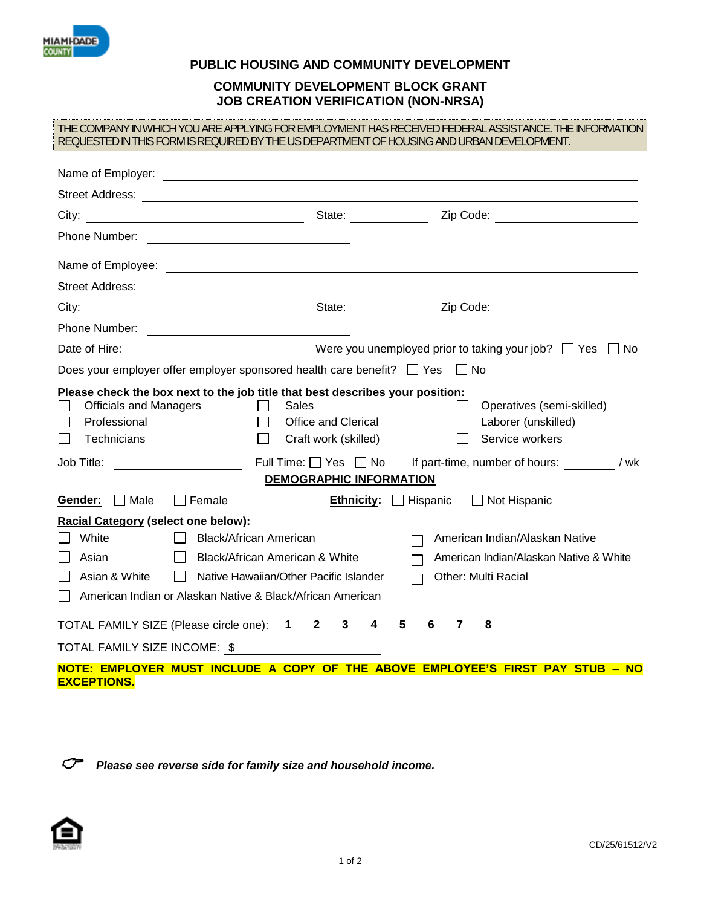## PUBLIC HOUSING AND COMMUNITY DEVELOPMENT

## COMMUNITY DEVELOPMENT BLOCK GRANT
## JOB CREATION VERIFICATION (NON-NRSA)

THE COMPANY IN WHICH YOU ARE APPLYING FOR EMPLOYMENT HAS RECEIVED FEDERAL ASSISTANCE. THE INFORMATION REQUESTED IN THIS FORM IS REQUIRED BY THE US DEPARTMENT OF HOUSING AND URBAN DEVELOPMENT.

Name of Employer: ______________________________

Street Address: ______________________________

City: ____________________ State: __________ Zip Code: ______________

Phone Number: ____________________

Name of Employee: ______________________________

Street Address: ______________________________

City: ____________________ State: __________ Zip Code: ______________

Phone Number: ____________________

Date of Hire: ______________ Were you unemployed prior to taking your job? ☐ Yes ☐ No

Does your employer offer employer sponsored health care benefit? ☐ Yes ☐ No

**Please check the box next to the job title that best describes your position:**

| | | |
|---|---|---|
| ☐ Officials and Managers | ☐ Sales | ☐ Operatives (semi-skilled) |
| ☐ Professional | ☐ Office and Clerical | ☐ Laborer (unskilled) |
| ☐ Technicians | ☐ Craft work (skilled) | ☐ Service workers |

Job Title: ______________ Full Time: ☐ Yes ☐ No If part-time, number of hours: ________ / wk

**DEMOGRAPHIC INFORMATION**

**Gender:** ☐ Male ☐ Female **Ethnicity:** ☐ Hispanic ☐ Not Hispanic

**Racial Category (select one below):**

| | | |
|---|---|---|
| ☐ White | ☐ Black/African American | ☐ American Indian/Alaskan Native |
| ☐ Asian | ☐ Black/African American & White | ☐ American Indian/Alaskan Native & White |
| ☐ Asian & White | ☐ Native Hawaiian/Other Pacific Islander | ☐ Other: Multi Racial |
| ☐ American Indian or Alaskan Native & Black/African American | | |

TOTAL FAMILY SIZE (Please circle one): **1 2 3 4 5 6 7 8**

TOTAL FAMILY SIZE INCOME: $ ______________

**NOTE: EMPLOYER MUST INCLUDE A COPY OF THE ABOVE EMPLOYEE'S FIRST PAY STUB – NO EXCEPTIONS.**

☞ ***Please see reverse side for family size and household income.***

CD/25/61512/V2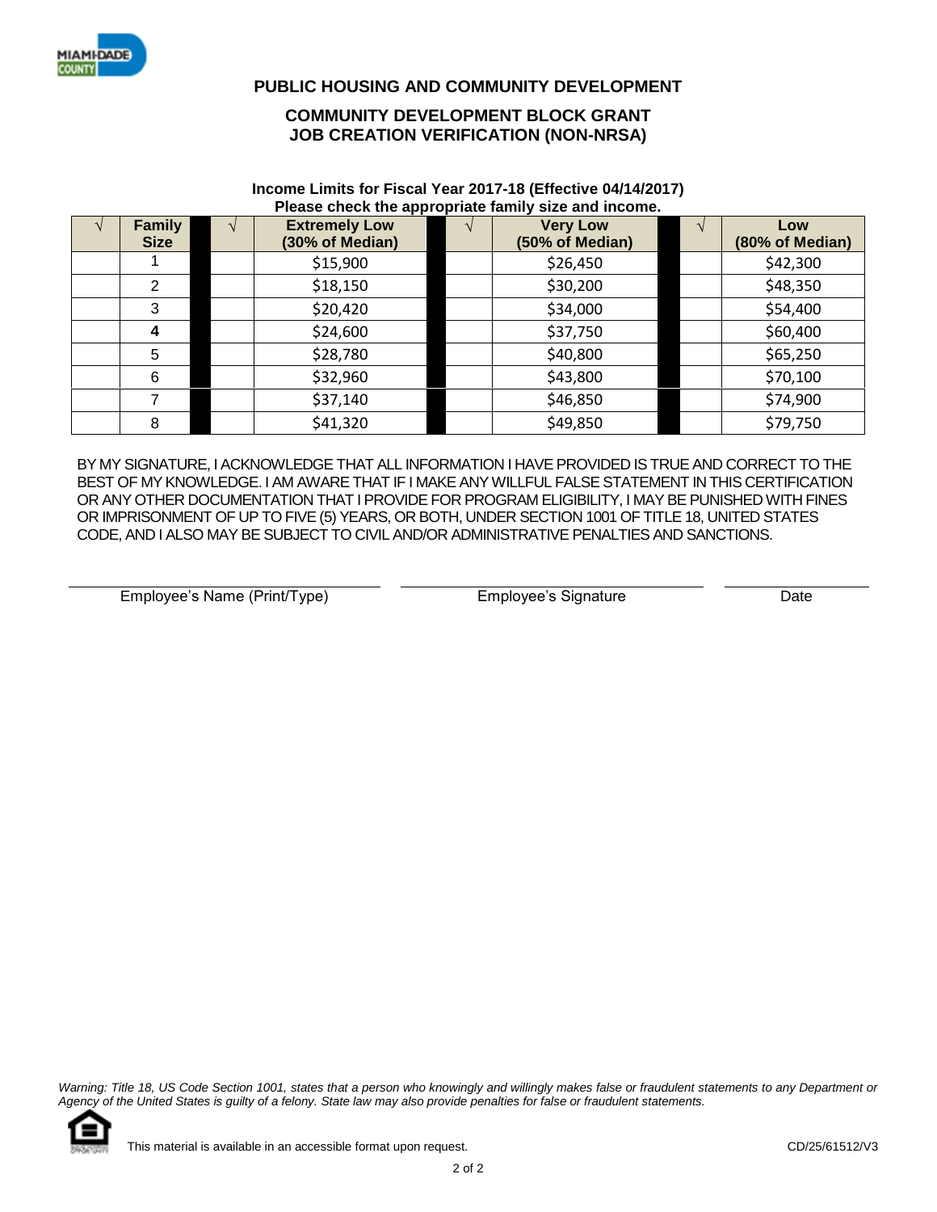## PUBLIC HOUSING AND COMMUNITY DEVELOPMENT

## COMMUNITY DEVELOPMENT BLOCK GRANT
## JOB CREATION VERIFICATION (NON-NRSA)

**Income Limits for Fiscal Year 2017-18 (Effective 04/14/2017)**
**Please check the appropriate family size and income.**

| √ | Family Size | | √ | Extremely Low (30% of Median) | | √ | Very Low (50% of Median) | | √ | Low (80% of Median) |
|---|---|---|---|---|---|---|---|---|---|---|
| | 1 | | | $15,900 | | | $26,450 | | | $42,300 |
| | 2 | | | $18,150 | | | $30,200 | | | $48,350 |
| | 3 | | | $20,420 | | | $34,000 | | | $54,400 |
| | **4** | | | $24,600 | | | $37,750 | | | $60,400 |
| | 5 | | | $28,780 | | | $40,800 | | | $65,250 |
| | 6 | | | $32,960 | | | $43,800 | | | $70,100 |
| | 7 | | | $37,140 | | | $46,850 | | | $74,900 |
| | 8 | | | $41,320 | | | $49,850 | | | $79,750 |

BY MY SIGNATURE, I ACKNOWLEDGE THAT ALL INFORMATION I HAVE PROVIDED IS TRUE AND CORRECT TO THE BEST OF MY KNOWLEDGE. I AM AWARE THAT IF I MAKE ANY WILLFUL FALSE STATEMENT IN THIS CERTIFICATION OR ANY OTHER DOCUMENTATION THAT I PROVIDE FOR PROGRAM ELIGIBILITY, I MAY BE PUNISHED WITH FINES OR IMPRISONMENT OF UP TO FIVE (5) YEARS, OR BOTH, UNDER SECTION 1001 OF TITLE 18, UNITED STATES CODE, AND I ALSO MAY BE SUBJECT TO CIVIL AND/OR ADMINISTRATIVE PENALTIES AND SANCTIONS.

______________________________ ______________________________ ______________
Employee's Name (Print/Type) Employee's Signature Date

*Warning: Title 18, US Code Section 1001, states that a person who knowingly and willingly makes false or fraudulent statements to any Department or Agency of the United States is guilty of a felony. State law may also provide penalties for false or fraudulent statements.*

This material is available in an accessible format upon request.

CD/25/61512/V3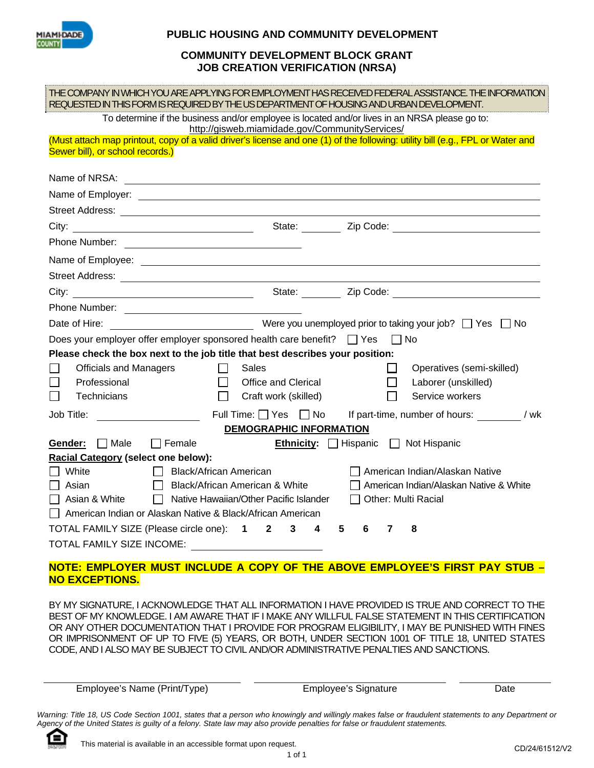MIAMI-DADE COUNTY

## PUBLIC HOUSING AND COMMUNITY DEVELOPMENT

### COMMUNITY DEVELOPMENT BLOCK GRANT JOB CREATION VERIFICATION (NRSA)

THE COMPANY IN WHICH YOU ARE APPLYING FOR EMPLOYMENT HAS RECEIVED FEDERAL ASSISTANCE. THE INFORMATION REQUESTED IN THIS FORM IS REQUIRED BY THE US DEPARTMENT OF HOUSING AND URBAN DEVELOPMENT.

To determine if the business and/or employee is located and/or lives in an NRSA please go to: http://gisweb.miamidade.gov/CommunityServices/

(Must attach map printout, copy of a valid driver's license and one (1) of the following: utility bill (e.g., FPL or Water and Sewer bill), or school records.)

Name of NRSA: ______________________________

Name of Employer: ______________________________

Street Address: ______________________________

City: ______________ State: ________ Zip Code: ______________

Phone Number: ______________________________

Name of Employee: ______________________________

Street Address: ______________________________

City: ______________ State: ________ Zip Code: ______________

Phone Number: ______________________________

Date of Hire: ______________ Were you unemployed prior to taking your job? ☐ Yes ☐ No

Does your employer offer employer sponsored health care benefit? ☐ Yes ☐ No

**Please check the box next to the job title that best describes your position:**

| | | |
|---|---|---|
| ☐ Officials and Managers | ☐ Sales | ☐ Operatives (semi-skilled) |
| ☐ Professional | ☐ Office and Clerical | ☐ Laborer (unskilled) |
| ☐ Technicians | ☐ Craft work (skilled) | ☐ Service workers |

Job Title: ______________ Full Time: ☐ Yes ☐ No If part-time, number of hours: ________ / wk

**DEMOGRAPHIC INFORMATION**

**Gender:** ☐ Male ☐ Female **Ethnicity:** ☐ Hispanic ☐ Not Hispanic

**Racial Category (select one below):**

| | | |
|---|---|---|
| ☐ White | ☐ Black/African American | ☐ American Indian/Alaskan Native |
| ☐ Asian | ☐ Black/African American & White | ☐ American Indian/Alaskan Native & White |
| ☐ Asian & White | ☐ Native Hawaiian/Other Pacific Islander | ☐ Other: Multi Racial |

☐ American Indian or Alaskan Native & Black/African American

TOTAL FAMILY SIZE (Please circle one): **1 2 3 4 5 6 7 8**

TOTAL FAMILY SIZE INCOME: ______________

**NOTE: EMPLOYER MUST INCLUDE A COPY OF THE ABOVE EMPLOYEE'S FIRST PAY STUB – NO EXCEPTIONS.**

BY MY SIGNATURE, I ACKNOWLEDGE THAT ALL INFORMATION I HAVE PROVIDED IS TRUE AND CORRECT TO THE BEST OF MY KNOWLEDGE. I AM AWARE THAT IF I MAKE ANY WILLFUL FALSE STATEMENT IN THIS CERTIFICATION OR ANY OTHER DOCUMENTATION THAT I PROVIDE FOR PROGRAM ELIGIBILITY, I MAY BE PUNISHED WITH FINES OR IMPRISONMENT OF UP TO FIVE (5) YEARS, OR BOTH, UNDER SECTION 1001 OF TITLE 18, UNITED STATES CODE, AND I ALSO MAY BE SUBJECT TO CIVIL AND/OR ADMINISTRATIVE PENALTIES AND SANCTIONS.

______________________ ______________________ ____________

Employee's Name (Print/Type) Employee's Signature Date

*Warning: Title 18, US Code Section 1001, states that a person who knowingly and willingly makes false or fraudulent statements to any Department or Agency of the United States is guilty of a felony. State law may also provide penalties for false or fraudulent statements.*

This material is available in an accessible format upon request.

CD/24/61512/V2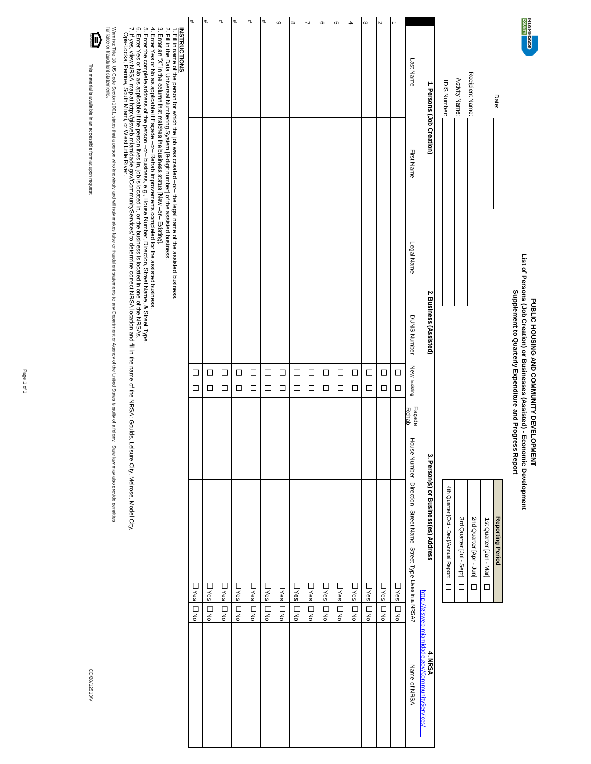**MIAMI-DADE COUNTY**

# PUBLIC HOUSING AND COMMUNITY DEVELOPMENT

## List of Persons (Job Creation) or Businesses (Assisted) - Economic Development

### Supplement to Quarterly Expenditure and Progress Report

Date: ______

Recipient Name: ______

Activity Name: ______

IDIS Number: ______

| Reporting Period | |
|---|---|
| 1st Quarter [Jan - Mar] | ☐ |
| 2nd Quarter [Apr - Jun] | ☐ |
| 3rd Quarter [Jul - Sept] | ☐ |
| 4th Quarter [Oct - Dec]/Annual Report | ☐ |

| | 1. Persons (Job Creation) | | 2. Business (Assisted) | | | | | 3. Person(s) or Business(es) Address | | | | 4. NRSA http://gisweb.miamidade.gov/CommunityServices/ | |
|---|---|---|---|---|---|---|---|---|---|---|---|---|---|
| | Last Name | First Name | Legal Name | DUNS Number | New | Existing | Façade Rehab | House Number | Direction | Street Name | Street Type | Lives in a NRSA? | Name of NRSA |
| 1 | | | | | ☐ | ☐ | | | | | | ☐Yes ☐No | |
| 2 | | | | | ☐ | ☐ | | | | | | ☐Yes ☐No | |
| 3 | | | | | ☐ | ☐ | | | | | | ☐Yes ☐No | |
| 4 | | | | | ☐ | ☐ | | | | | | ☐Yes ☐No | |
| 5 | | | | | ☐ | ☐ | | | | | | ☐Yes ☐No | |
| 6 | | | | | ☐ | ☐ | | | | | | ☐Yes ☐No | |
| 7 | | | | | ☐ | ☐ | | | | | | ☐Yes ☐No | |
| 8 | | | | | ☐ | ☐ | | | | | | ☐Yes ☐No | |
| 9 | | | | | ☐ | ☐ | | | | | | ☐Yes ☐No | |
| # | | | | | ☐ | ☐ | | | | | | ☐Yes ☐No | |
| # | | | | | ☐ | ☐ | | | | | | ☐Yes ☐No | |
| # | | | | | ☐ | ☐ | | | | | | ☐Yes ☐No | |
| # | | | | | ☐ | ☐ | | | | | | ☐Yes ☐No | |
| # | | | | | ☐ | ☐ | | | | | | ☐Yes ☐No | |
| # | | | | | ☐ | ☐ | | | | | | ☐Yes ☐No | |

**INSTRUCTIONS**

1. Fill in name of the person for which the job was created –or– the legal name of the assisted business.
2. Fill in the Data Universal Numbering System [9-digit number] of the assisted business.
3. Enter an "X" in the column that matches the business status [New –or– Existing].
4. Enter Yes or No as applicable if Façade –or– Rehab improvements completed for the assisted business.
5. Enter the complete address of the person –or– business, e.g., House Number, Direction, Street Name, & Street Type.
6. Enter Yes or No as applicable if the person lives in, job is located in, or the business is located in one of the NRSAs.
7. If yes, view NRSA map at http://gisweb.miamidade.gov/CommunityServices/ to determine correct NRSA location and fill in the name of the NRSA: Goulds, Leisure City, Melrose, Model City, Opa-Locka, Perrine, South Miami, or West Little River.

Warning: Title 18, US Code Section 1001, states that a person who knowingly and willingly makes false or fraudulent statements to any Department or Agency of the United States is guilty of a felony. State law may also provide penalties for false or fraudulent statements.

This material is available in an accessible format upon request.

CD/28/125/13V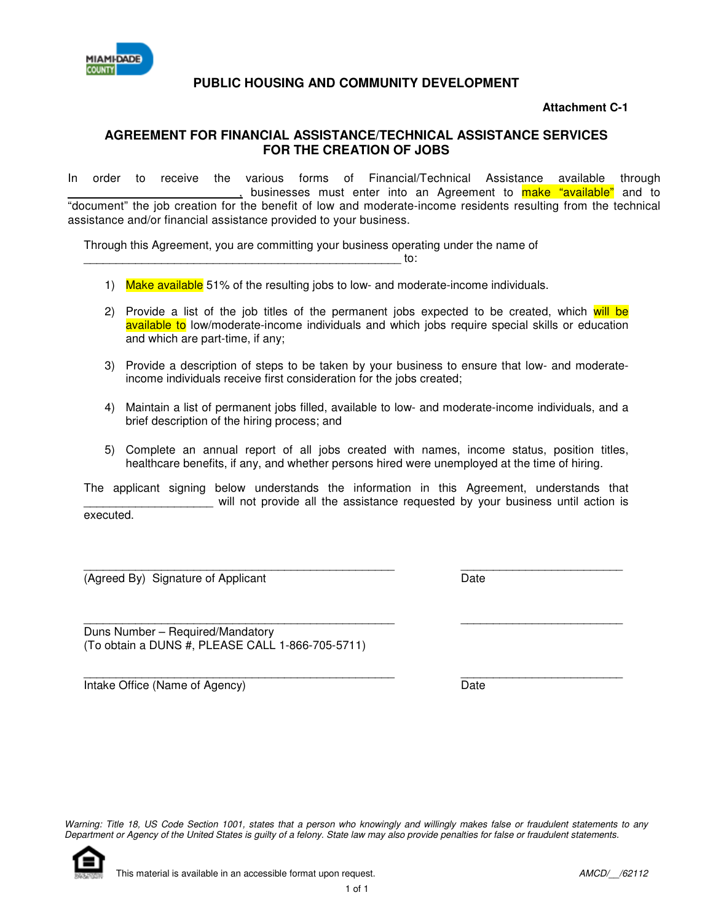MIAMI-DADE COUNTY

## PUBLIC HOUSING AND COMMUNITY DEVELOPMENT

**Attachment C-1**

### AGREEMENT FOR FINANCIAL ASSISTANCE/TECHNICAL ASSISTANCE SERVICES FOR THE CREATION OF JOBS

In order to receive the various forms of Financial/Technical Assistance available through \_\_\_\_\_\_\_\_\_\_\_\_\_\_\_\_\_\_\_\_\_\_\_\_\_\_\_\_, businesses must enter into an Agreement to make "available" and to "document" the job creation for the benefit of low and moderate-income residents resulting from the technical assistance and/or financial assistance provided to your business.

Through this Agreement, you are committing your business operating under the name of \_\_\_\_\_\_\_\_\_\_\_\_\_\_\_\_\_\_\_\_\_\_\_\_\_\_\_\_\_\_\_\_\_\_\_\_\_\_\_\_\_\_\_\_\_\_\_\_\_\_ to:

1) Make available 51% of the resulting jobs to low- and moderate-income individuals.
2) Provide a list of the job titles of the permanent jobs expected to be created, which will be available to low/moderate-income individuals and which jobs require special skills or education and which are part-time, if any;
3) Provide a description of steps to be taken by your business to ensure that low- and moderate-income individuals receive first consideration for the jobs created;
4) Maintain a list of permanent jobs filled, available to low- and moderate-income individuals, and a brief description of the hiring process; and
5) Complete an annual report of all jobs created with names, income status, position titles, healthcare benefits, if any, and whether persons hired were unemployed at the time of hiring.

The applicant signing below understands the information in this Agreement, understands that \_\_\_\_\_\_\_\_\_\_\_\_\_\_\_\_\_\_\_\_ will not provide all the assistance requested by your business until action is executed.

\_\_\_\_\_\_\_\_\_\_\_\_\_\_\_\_\_\_\_\_\_\_\_\_\_\_\_\_\_\_\_\_\_\_\_\_\_\_\_\_\_\_\_\_\_\_\_\_ \_\_\_\_\_\_\_\_\_\_\_\_\_\_\_\_\_\_\_\_\_\_\_\_\_\_
(Agreed By) Signature of Applicant Date

\_\_\_\_\_\_\_\_\_\_\_\_\_\_\_\_\_\_\_\_\_\_\_\_\_\_\_\_\_\_\_\_\_\_\_\_\_\_\_\_\_\_\_\_\_\_\_\_ \_\_\_\_\_\_\_\_\_\_\_\_\_\_\_\_\_\_\_\_\_\_\_\_\_\_
Duns Number – Required/Mandatory
(To obtain a DUNS #, PLEASE CALL 1-866-705-5711)

\_\_\_\_\_\_\_\_\_\_\_\_\_\_\_\_\_\_\_\_\_\_\_\_\_\_\_\_\_\_\_\_\_\_\_\_\_\_\_\_\_\_\_\_\_\_\_\_ \_\_\_\_\_\_\_\_\_\_\_\_\_\_\_\_\_\_\_\_\_\_\_\_\_\_
Intake Office (Name of Agency) Date

*Warning: Title 18, US Code Section 1001, states that a person who knowingly and willingly makes false or fraudulent statements to any Department or Agency of the United States is guilty of a felony. State law may also provide penalties for false or fraudulent statements.*

This material is available in an accessible format upon request.

*AMCD/\_\_/62112*